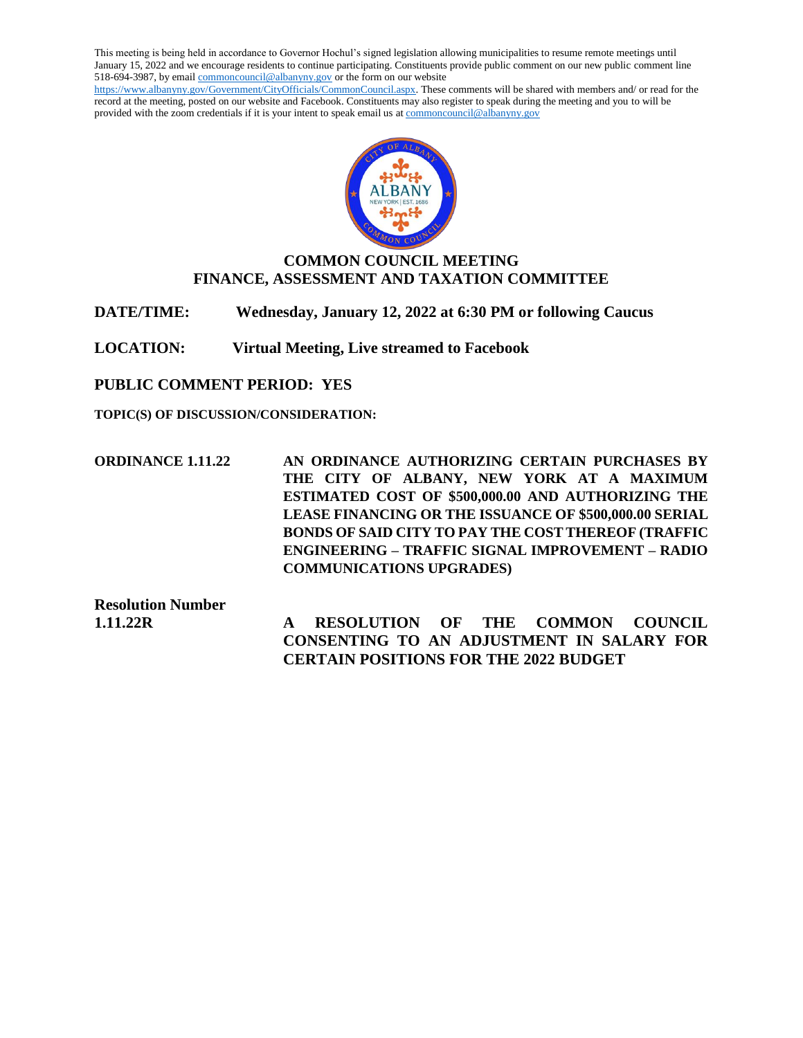This meeting is being held in accordance to Governor Hochul's signed legislation allowing municipalities to resume remote meetings until January 15, 2022 and we encourage residents to continue participating. Constituents provide public comment on our new public comment line 518-694-3987, by email commoncouncil@albanyny.gov or the form on our website https://www.albanyny.gov/Government/CityOfficials/CommonCouncil.aspx. These comments will be shared with members and/ or read for the record at the meeting, posted on our website and Facebook. Constituents may also register to speak during the meeting and you to will be provided with the zoom credentials if it is your intent to speak email us at commoncouncil@albanyny.gov

## COMMON COUNCIL MEETING
## FINANCE, ASSESSMENT AND TAXATION COMMITTEE

**DATE/TIME:** Wednesday, January 12, 2022 at 6:30 PM or following Caucus

**LOCATION:** Virtual Meeting, Live streamed to Facebook

**PUBLIC COMMENT PERIOD: YES**

**TOPIC(S) OF DISCUSSION/CONSIDERATION:**

**ORDINANCE 1.11.22** — **AN ORDINANCE AUTHORIZING CERTAIN PURCHASES BY THE CITY OF ALBANY, NEW YORK AT A MAXIMUM ESTIMATED COST OF $500,000.00 AND AUTHORIZING THE LEASE FINANCING OR THE ISSUANCE OF $500,000.00 SERIAL BONDS OF SAID CITY TO PAY THE COST THEREOF (TRAFFIC ENGINEERING – TRAFFIC SIGNAL IMPROVEMENT – RADIO COMMUNICATIONS UPGRADES)**

**Resolution Number 1.11.22R** — **A RESOLUTION OF THE COMMON COUNCIL CONSENTING TO AN ADJUSTMENT IN SALARY FOR CERTAIN POSITIONS FOR THE 2022 BUDGET**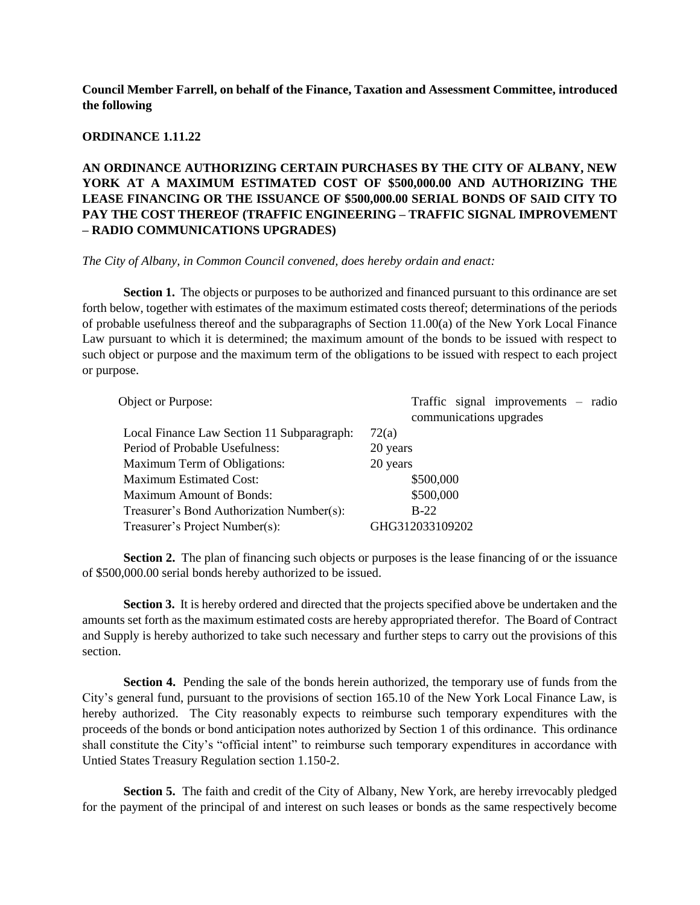**Council Member Farrell, on behalf of the Finance, Taxation and Assessment Committee, introduced the following**

**ORDINANCE 1.11.22**

**AN ORDINANCE AUTHORIZING CERTAIN PURCHASES BY THE CITY OF ALBANY, NEW YORK AT A MAXIMUM ESTIMATED COST OF $500,000.00 AND AUTHORIZING THE LEASE FINANCING OR THE ISSUANCE OF $500,000.00 SERIAL BONDS OF SAID CITY TO PAY THE COST THEREOF (TRAFFIC ENGINEERING – TRAFFIC SIGNAL IMPROVEMENT – RADIO COMMUNICATIONS UPGRADES)**

*The City of Albany, in Common Council convened, does hereby ordain and enact:*

**Section 1.** The objects or purposes to be authorized and financed pursuant to this ordinance are set forth below, together with estimates of the maximum estimated costs thereof; determinations of the periods of probable usefulness thereof and the subparagraphs of Section 11.00(a) of the New York Local Finance Law pursuant to which it is determined; the maximum amount of the bonds to be issued with respect to such object or purpose and the maximum term of the obligations to be issued with respect to each project or purpose.

| | |
|---|---|
| Object or Purpose: | Traffic signal improvements – radio communications upgrades |
| Local Finance Law Section 11 Subparagraph: | 72(a) |
| Period of Probable Usefulness: | 20 years |
| Maximum Term of Obligations: | 20 years |
| Maximum Estimated Cost: | $500,000 |
| Maximum Amount of Bonds: | $500,000 |
| Treasurer's Bond Authorization Number(s): | B-22 |
| Treasurer's Project Number(s): | GHG312033109202 |

**Section 2.** The plan of financing such objects or purposes is the lease financing of or the issuance of $500,000.00 serial bonds hereby authorized to be issued.

**Section 3.** It is hereby ordered and directed that the projects specified above be undertaken and the amounts set forth as the maximum estimated costs are hereby appropriated therefor. The Board of Contract and Supply is hereby authorized to take such necessary and further steps to carry out the provisions of this section.

**Section 4.** Pending the sale of the bonds herein authorized, the temporary use of funds from the City's general fund, pursuant to the provisions of section 165.10 of the New York Local Finance Law, is hereby authorized. The City reasonably expects to reimburse such temporary expenditures with the proceeds of the bonds or bond anticipation notes authorized by Section 1 of this ordinance. This ordinance shall constitute the City's "official intent" to reimburse such temporary expenditures in accordance with Untied States Treasury Regulation section 1.150-2.

**Section 5.** The faith and credit of the City of Albany, New York, are hereby irrevocably pledged for the payment of the principal of and interest on such leases or bonds as the same respectively become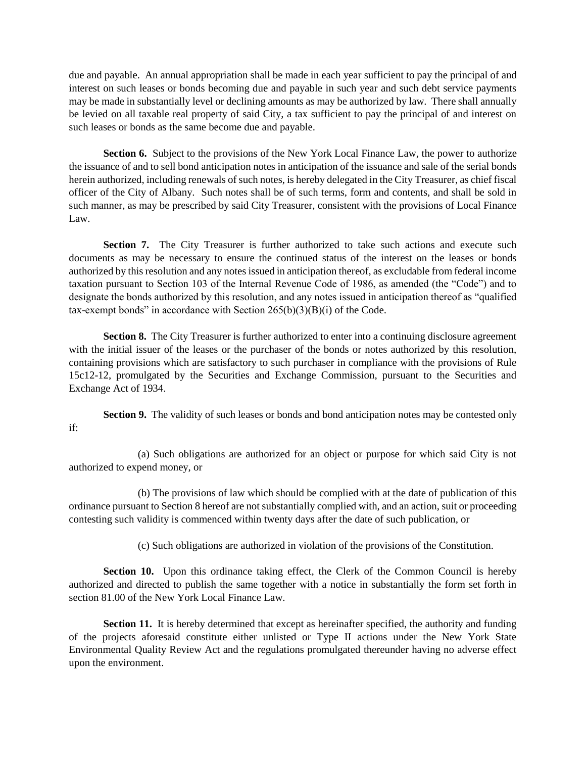due and payable. An annual appropriation shall be made in each year sufficient to pay the principal of and interest on such leases or bonds becoming due and payable in such year and such debt service payments may be made in substantially level or declining amounts as may be authorized by law. There shall annually be levied on all taxable real property of said City, a tax sufficient to pay the principal of and interest on such leases or bonds as the same become due and payable.

**Section 6.** Subject to the provisions of the New York Local Finance Law, the power to authorize the issuance of and to sell bond anticipation notes in anticipation of the issuance and sale of the serial bonds herein authorized, including renewals of such notes, is hereby delegated in the City Treasurer, as chief fiscal officer of the City of Albany. Such notes shall be of such terms, form and contents, and shall be sold in such manner, as may be prescribed by said City Treasurer, consistent with the provisions of Local Finance Law.

**Section 7.** The City Treasurer is further authorized to take such actions and execute such documents as may be necessary to ensure the continued status of the interest on the leases or bonds authorized by this resolution and any notes issued in anticipation thereof, as excludable from federal income taxation pursuant to Section 103 of the Internal Revenue Code of 1986, as amended (the "Code") and to designate the bonds authorized by this resolution, and any notes issued in anticipation thereof as "qualified tax-exempt bonds" in accordance with Section 265(b)(3)(B)(i) of the Code.

**Section 8.** The City Treasurer is further authorized to enter into a continuing disclosure agreement with the initial issuer of the leases or the purchaser of the bonds or notes authorized by this resolution, containing provisions which are satisfactory to such purchaser in compliance with the provisions of Rule 15c12-12, promulgated by the Securities and Exchange Commission, pursuant to the Securities and Exchange Act of 1934.

**Section 9.** The validity of such leases or bonds and bond anticipation notes may be contested only if:

(a) Such obligations are authorized for an object or purpose for which said City is not authorized to expend money, or

(b) The provisions of law which should be complied with at the date of publication of this ordinance pursuant to Section 8 hereof are not substantially complied with, and an action, suit or proceeding contesting such validity is commenced within twenty days after the date of such publication, or

(c) Such obligations are authorized in violation of the provisions of the Constitution.

**Section 10.** Upon this ordinance taking effect, the Clerk of the Common Council is hereby authorized and directed to publish the same together with a notice in substantially the form set forth in section 81.00 of the New York Local Finance Law.

**Section 11.** It is hereby determined that except as hereinafter specified, the authority and funding of the projects aforesaid constitute either unlisted or Type II actions under the New York State Environmental Quality Review Act and the regulations promulgated thereunder having no adverse effect upon the environment.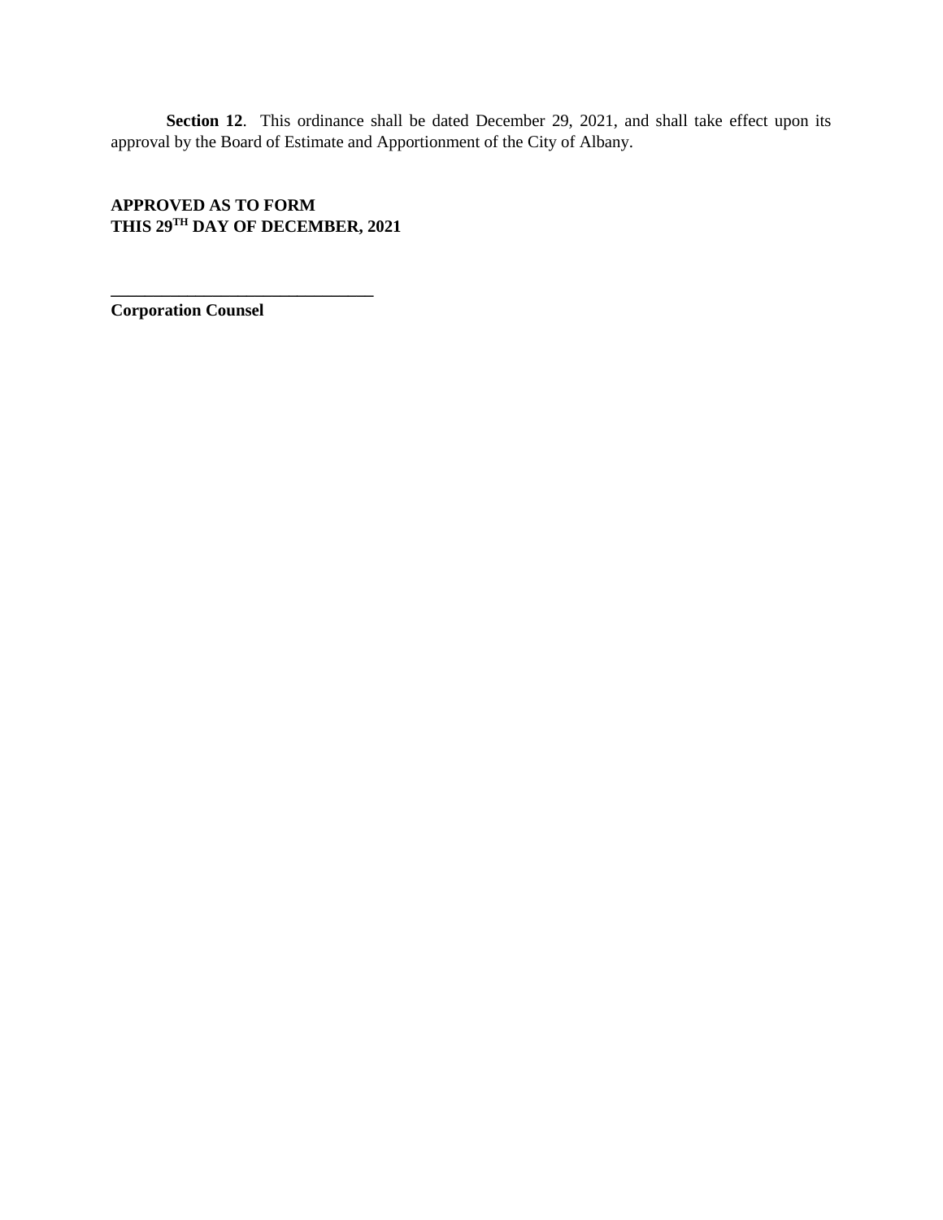**Section 12**. This ordinance shall be dated December 29, 2021, and shall take effect upon its approval by the Board of Estimate and Apportionment of the City of Albany.

**APPROVED AS TO FORM**
**THIS 29TH DAY OF DECEMBER, 2021**

**______________________________**
**Corporation Counsel**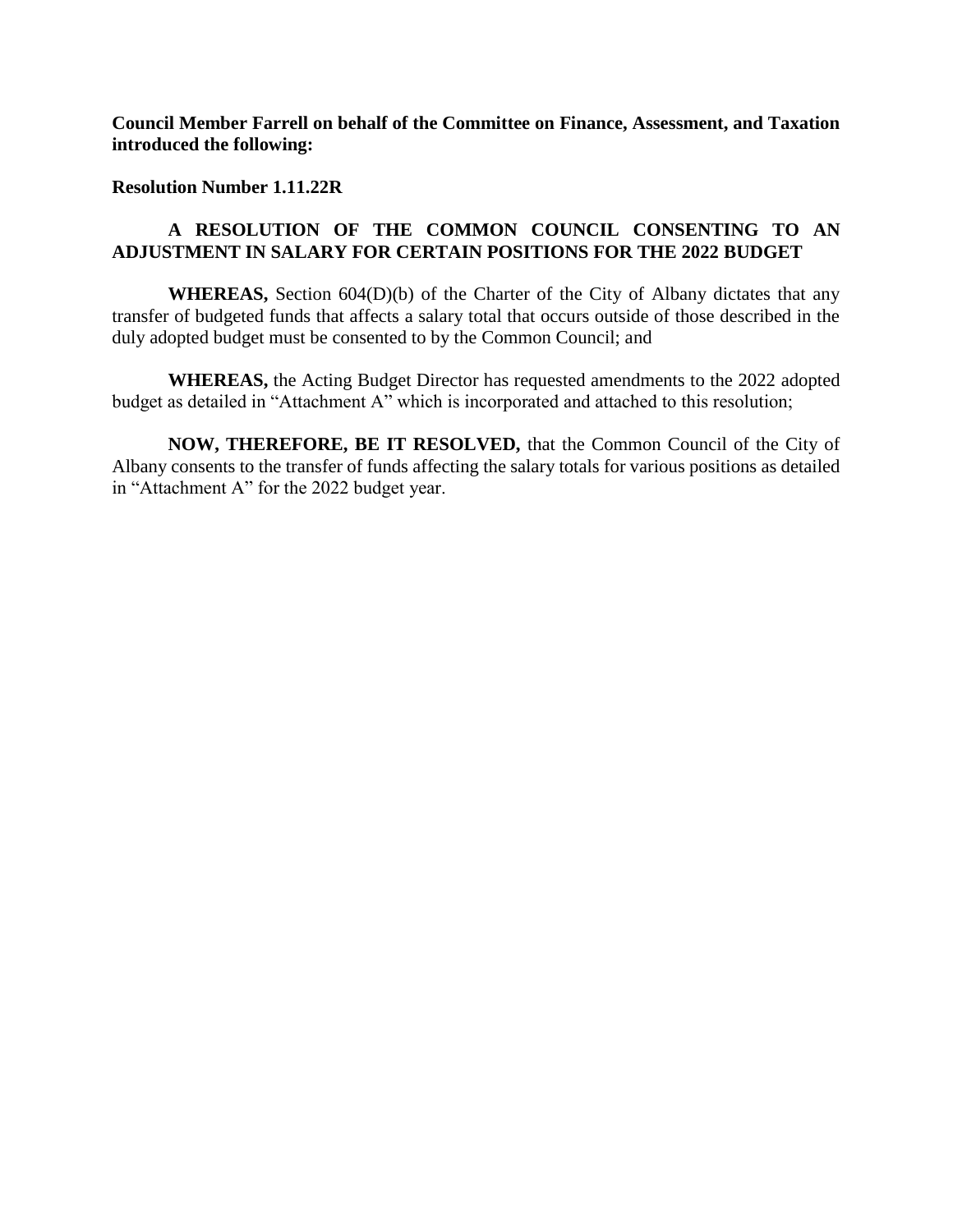**Council Member Farrell on behalf of the Committee on Finance, Assessment, and Taxation introduced the following:**

**Resolution Number 1.11.22R**

**A RESOLUTION OF THE COMMON COUNCIL CONSENTING TO AN ADJUSTMENT IN SALARY FOR CERTAIN POSITIONS FOR THE 2022 BUDGET**

**WHEREAS,** Section 604(D)(b) of the Charter of the City of Albany dictates that any transfer of budgeted funds that affects a salary total that occurs outside of those described in the duly adopted budget must be consented to by the Common Council; and

**WHEREAS,** the Acting Budget Director has requested amendments to the 2022 adopted budget as detailed in "Attachment A" which is incorporated and attached to this resolution;

**NOW, THEREFORE, BE IT RESOLVED,** that the Common Council of the City of Albany consents to the transfer of funds affecting the salary totals for various positions as detailed in "Attachment A" for the 2022 budget year.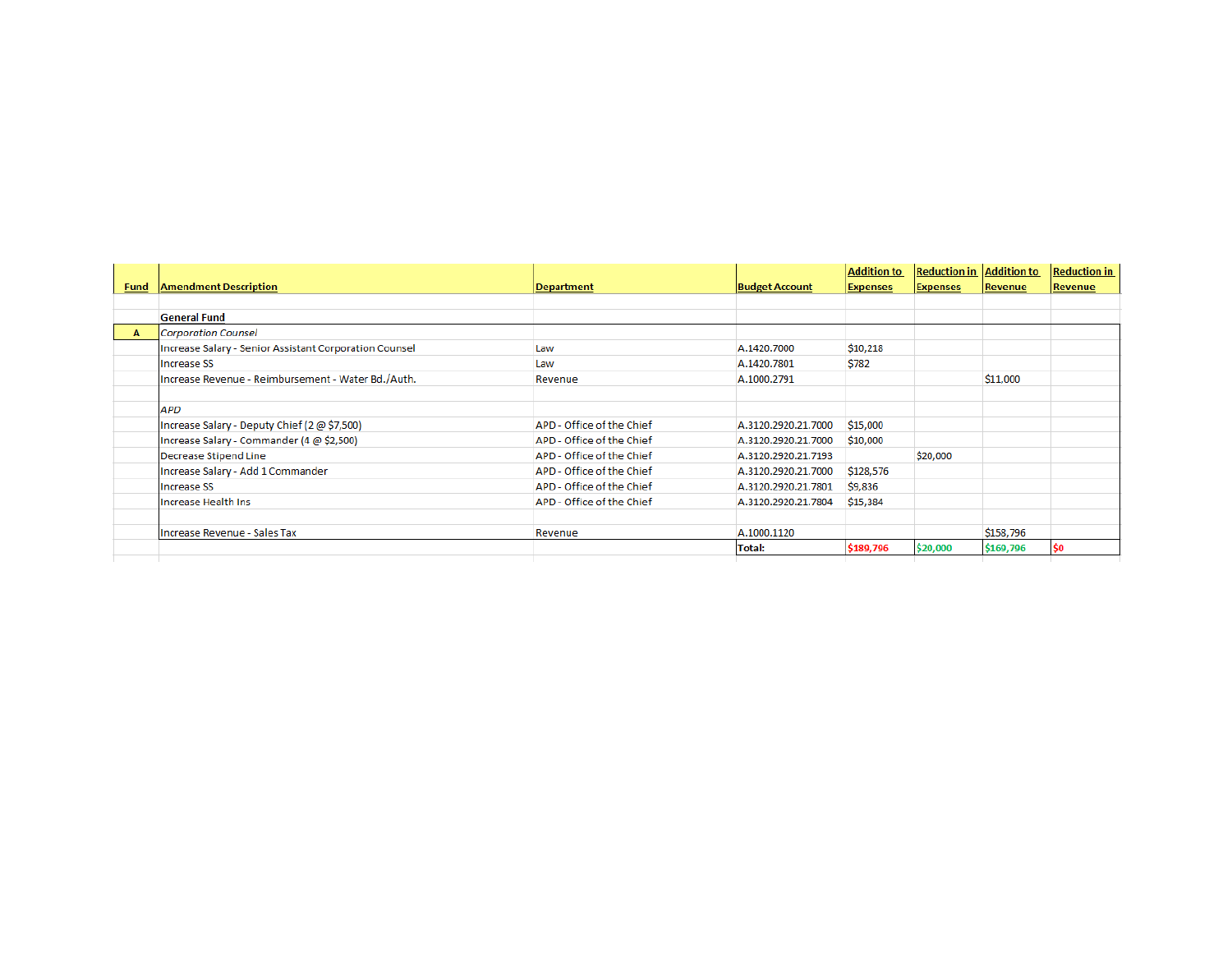| Fund | Amendment Description | Department | Budget Account | Addition to Expenses | Reduction in Expenses | Addition to Revenue | Reduction in Revenue |
|---|---|---|---|---|---|---|---|
| | **General Fund** | | | | | | |
| A | *Corporation Counsel* | | | | | | |
| | Increase Salary - Senior Assistant Corporation Counsel | Law | A.1420.7000 | $10,218 | | | |
| | Increase SS | Law | A.1420.7801 | $782 | | | |
| | Increase Revenue - Reimbursement - Water Bd./Auth. | Revenue | A.1000.2791 | | | $11,000 | |
| | | | | | | | |
| | *APD* | | | | | | |
| | Increase Salary - Deputy Chief (2 @ $7,500) | APD - Office of the Chief | A.3120.2920.21.7000 | $15,000 | | | |
| | Increase Salary - Commander (4 @ $2,500) | APD - Office of the Chief | A.3120.2920.21.7000 | $10,000 | | | |
| | Decrease Stipend Line | APD - Office of the Chief | A.3120.2920.21.7193 | | $20,000 | | |
| | Increase Salary - Add 1 Commander | APD - Office of the Chief | A.3120.2920.21.7000 | $128,576 | | | |
| | Increase SS | APD - Office of the Chief | A.3120.2920.21.7801 | $9,836 | | | |
| | Increase Health Ins | APD - Office of the Chief | A.3120.2920.21.7804 | $15,384 | | | |
| | | | | | | | |
| | Increase Revenue - Sales Tax | Revenue | A.1000.1120 | | | $158,796 | |
| | | | **Total:** | **$189,796** | **$20,000** | **$169,796** | **$0** |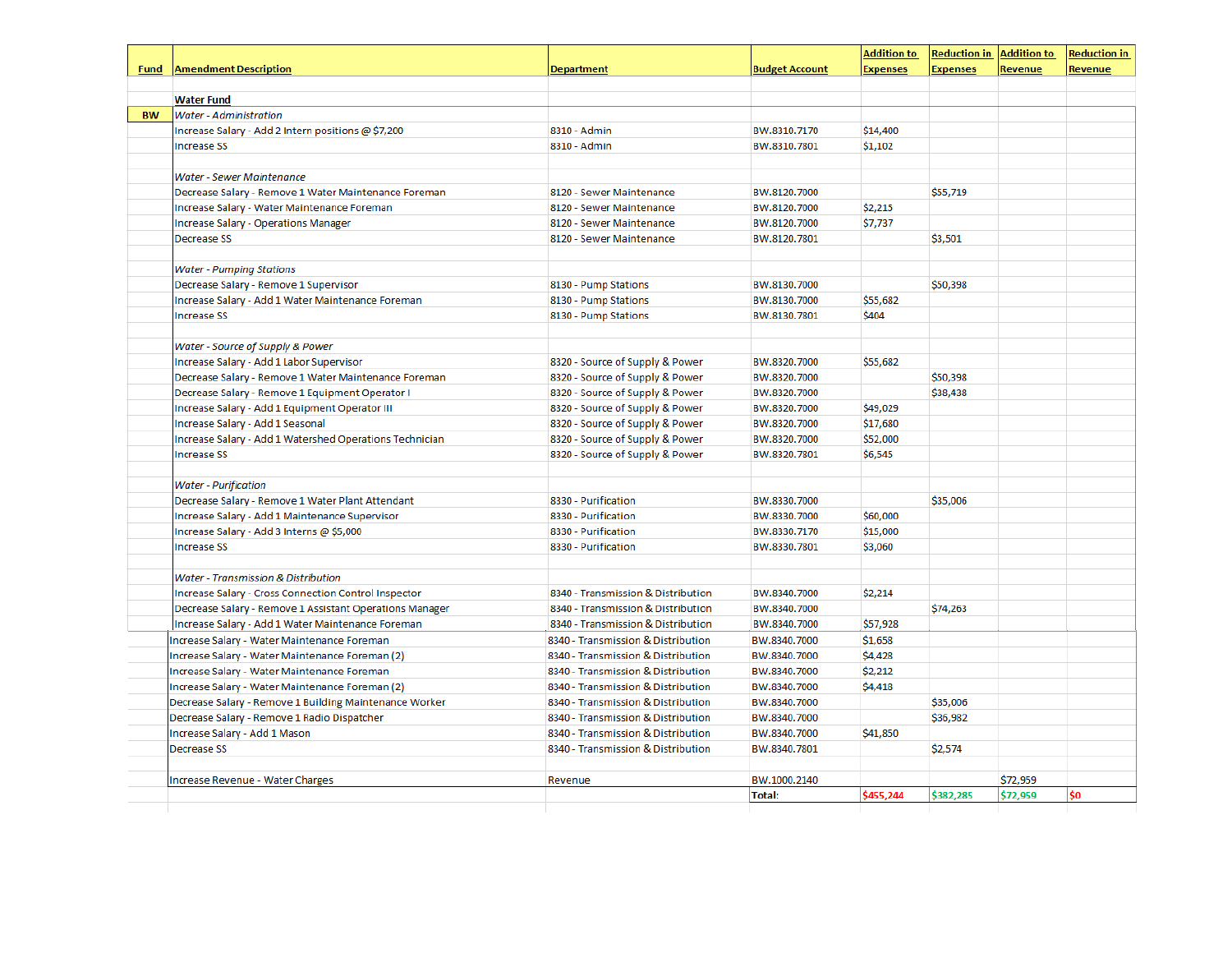| Fund | Amendment Description | Department | Budget Account | Addition to Expenses | Reduction in Expenses | Addition to Revenue | Reduction in Revenue |
|---|---|---|---|---|---|---|---|
| | **Water Fund** | | | | | | |
| BW | *Water - Administration* | | | | | | |
| | Increase Salary - Add 2 Intern positions @ $7,200 | 8310 - Admin | BW.8310.7170 | $14,400 | | | |
| | Increase SS | 8310 - Admin | BW.8310.7801 | $1,102 | | | |
| | *Water - Sewer Maintenance* | | | | | | |
| | Decrease Salary - Remove 1 Water Maintenance Foreman | 8120 - Sewer Maintenance | BW.8120.7000 | | $55,719 | | |
| | Increase Salary - Water Maintenance Foreman | 8120 - Sewer Maintenance | BW.8120.7000 | $2,215 | | | |
| | Increase Salary - Operations Manager | 8120 - Sewer Maintenance | BW.8120.7000 | $7,737 | | | |
| | Decrease SS | 8120 - Sewer Maintenance | BW.8120.7801 | | $3,501 | | |
| | *Water - Pumping Stations* | | | | | | |
| | Decrease Salary - Remove 1 Supervisor | 8130 - Pump Stations | BW.8130.7000 | | $50,398 | | |
| | Increase Salary - Add 1 Water Maintenance Foreman | 8130 - Pump Stations | BW.8130.7000 | $55,682 | | | |
| | Increase SS | 8130 - Pump Stations | BW.8130.7801 | $404 | | | |
| | *Water - Source of Supply & Power* | | | | | | |
| | Increase Salary - Add 1 Labor Supervisor | 8320 - Source of Supply & Power | BW.8320.7000 | $55,682 | | | |
| | Decrease Salary - Remove 1 Water Maintenance Foreman | 8320 - Source of Supply & Power | BW.8320.7000 | | $50,398 | | |
| | Decrease Salary - Remove 1 Equipment Operator I | 8320 - Source of Supply & Power | BW.8320.7000 | | $38,438 | | |
| | Increase Salary - Add 1 Equipment Operator III | 8320 - Source of Supply & Power | BW.8320.7000 | $49,029 | | | |
| | Increase Salary - Add 1 Seasonal | 8320 - Source of Supply & Power | BW.8320.7000 | $17,680 | | | |
| | Increase Salary - Add 1 Watershed Operations Technician | 8320 - Source of Supply & Power | BW.8320.7000 | $52,000 | | | |
| | Increase SS | 8320 - Source of Supply & Power | BW.8320.7801 | $6,545 | | | |
| | *Water - Purification* | | | | | | |
| | Decrease Salary - Remove 1 Water Plant Attendant | 8330 - Purification | BW.8330.7000 | | $35,006 | | |
| | Increase Salary - Add 1 Maintenance Supervisor | 8330 - Purification | BW.8330.7000 | $60,000 | | | |
| | Increase Salary - Add 3 Interns @ $5,000 | 8330 - Purification | BW.8330.7170 | $15,000 | | | |
| | Increase SS | 8330 - Purification | BW.8330.7801 | $3,060 | | | |
| | *Water - Transmission & Distribution* | | | | | | |
| | Increase Salary - Cross Connection Control Inspector | 8340 - Transmission & Distribution | BW.8340.7000 | $2,214 | | | |
| | Decrease Salary - Remove 1 Assistant Operations Manager | 8340 - Transmission & Distribution | BW.8340.7000 | | $74,263 | | |
| | Increase Salary - Add 1 Water Maintenance Foreman | 8340 - Transmission & Distribution | BW.8340.7000 | $57,928 | | | |
| | Increase Salary - Water Maintenance Foreman | 8340 - Transmission & Distribution | BW.8340.7000 | $1,658 | | | |
| | Increase Salary - Water Maintenance Foreman (2) | 8340 - Transmission & Distribution | BW.8340.7000 | $4,428 | | | |
| | Increase Salary - Water Maintenance Foreman | 8340 - Transmission & Distribution | BW.8340.7000 | $2,212 | | | |
| | Increase Salary - Water Maintenance Foreman (2) | 8340 - Transmission & Distribution | BW.8340.7000 | $4,418 | | | |
| | Decrease Salary - Remove 1 Building Maintenance Worker | 8340 - Transmission & Distribution | BW.8340.7000 | | $35,006 | | |
| | Decrease Salary - Remove 1 Radio Dispatcher | 8340 - Transmission & Distribution | BW.8340.7000 | | $36,982 | | |
| | Increase Salary - Add 1 Mason | 8340 - Transmission & Distribution | BW.8340.7000 | $41,850 | | | |
| | Decrease SS | 8340 - Transmission & Distribution | BW.8340.7801 | | $2,574 | | |
| | Increase Revenue - Water Charges | Revenue | BW.1000.2140 | | | $72,959 | |
| | | | Total: | $455,244 | $382,285 | $72,959 | $0 |